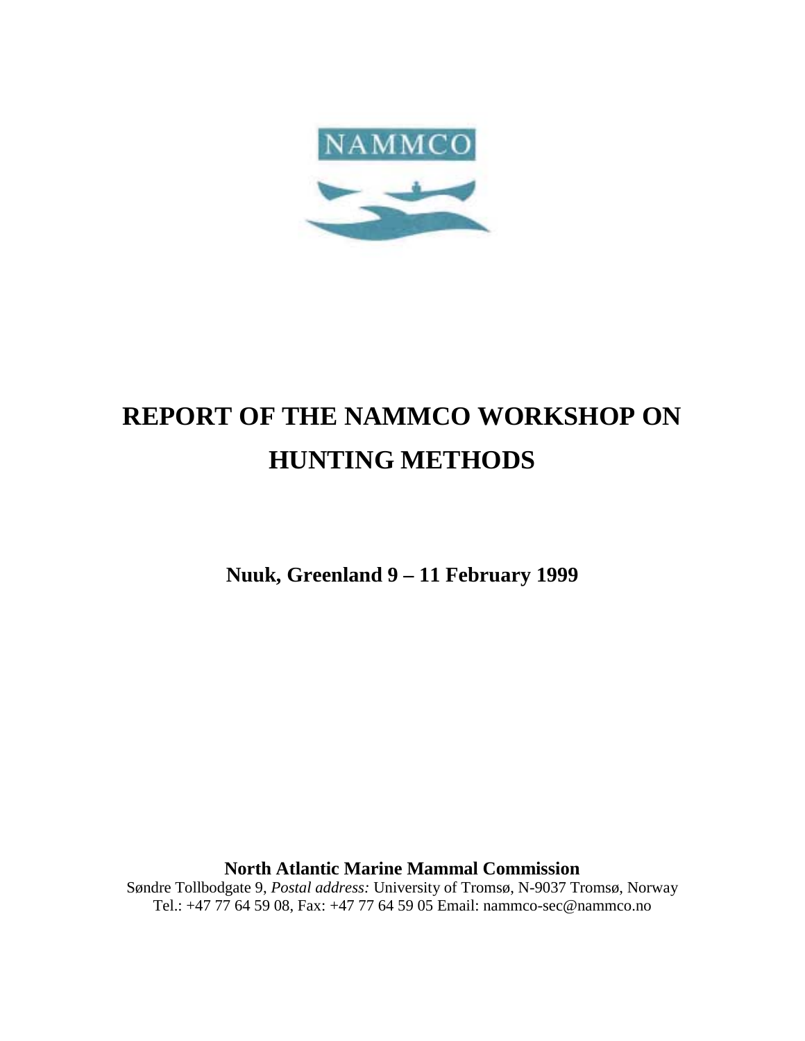NAMMCO

# REPORT OF THE NAMMCO WORKSHOP ON HUNTING METHODS

**Nuuk, Greenland 9 – 11 February 1999**

**North Atlantic Marine Mammal Commission**

Søndre Tollbodgate 9, *Postal address:* University of Tromsø, N-9037 Tromsø, Norway

Tel.: +47 77 64 59 08, Fax: +47 77 64 59 05 Email: nammco-sec@nammco.no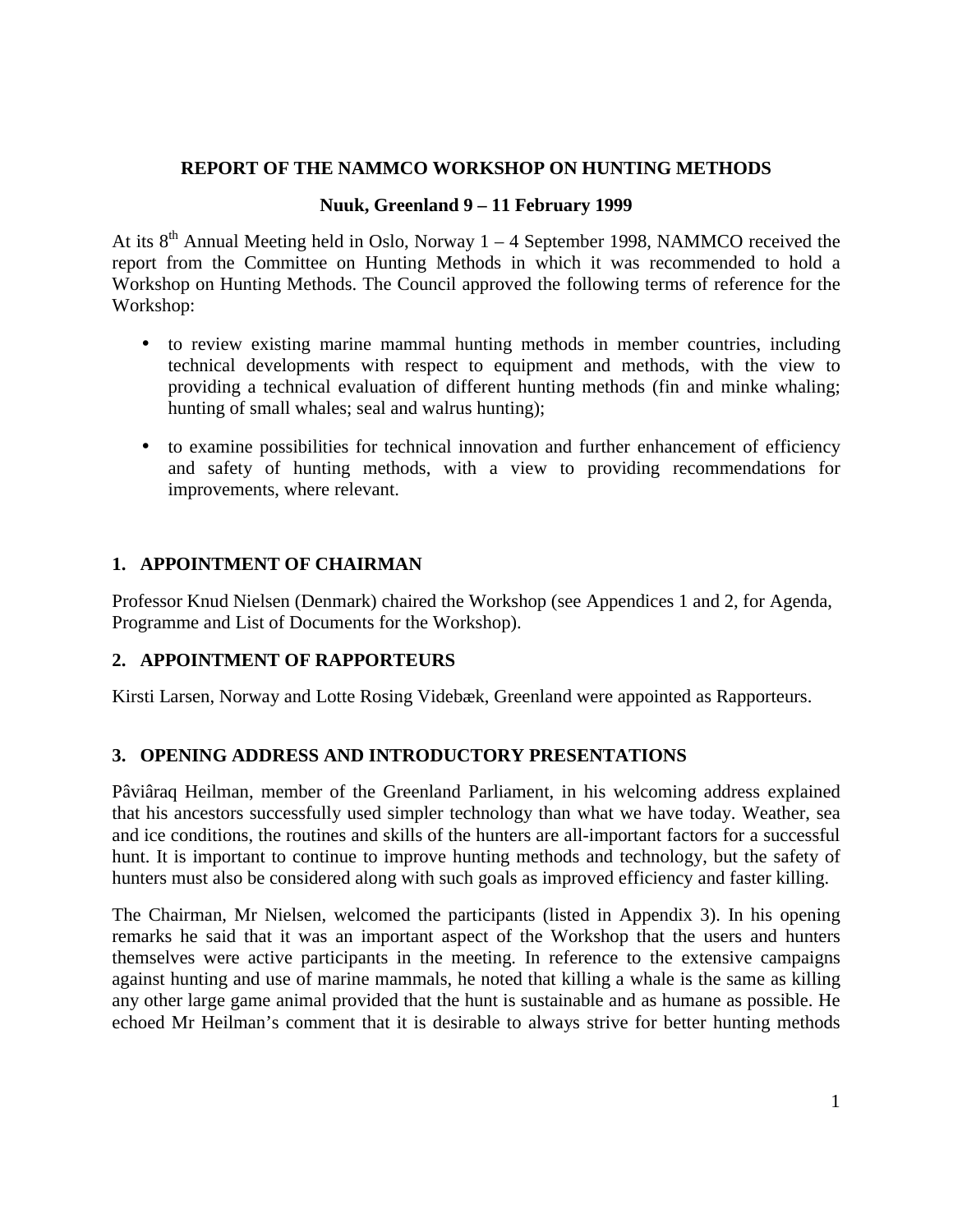**REPORT OF THE NAMMCO WORKSHOP ON HUNTING METHODS**

**Nuuk, Greenland 9 – 11 February 1999**

At its 8th Annual Meeting held in Oslo, Norway 1 – 4 September 1998, NAMMCO received the report from the Committee on Hunting Methods in which it was recommended to hold a Workshop on Hunting Methods. The Council approved the following terms of reference for the Workshop:

- to review existing marine mammal hunting methods in member countries, including technical developments with respect to equipment and methods, with the view to providing a technical evaluation of different hunting methods (fin and minke whaling; hunting of small whales; seal and walrus hunting);
- to examine possibilities for technical innovation and further enhancement of efficiency and safety of hunting methods, with a view to providing recommendations for improvements, where relevant.

## 1. APPOINTMENT OF CHAIRMAN

Professor Knud Nielsen (Denmark) chaired the Workshop (see Appendices 1 and 2, for Agenda, Programme and List of Documents for the Workshop).

## 2. APPOINTMENT OF RAPPORTEURS

Kirsti Larsen, Norway and Lotte Rosing Videbæk, Greenland were appointed as Rapporteurs.

## 3. OPENING ADDRESS AND INTRODUCTORY PRESENTATIONS

Pâviâraq Heilman, member of the Greenland Parliament, in his welcoming address explained that his ancestors successfully used simpler technology than what we have today. Weather, sea and ice conditions, the routines and skills of the hunters are all-important factors for a successful hunt. It is important to continue to improve hunting methods and technology, but the safety of hunters must also be considered along with such goals as improved efficiency and faster killing.

The Chairman, Mr Nielsen, welcomed the participants (listed in Appendix 3). In his opening remarks he said that it was an important aspect of the Workshop that the users and hunters themselves were active participants in the meeting. In reference to the extensive campaigns against hunting and use of marine mammals, he noted that killing a whale is the same as killing any other large game animal provided that the hunt is sustainable and as humane as possible. He echoed Mr Heilman's comment that it is desirable to always strive for better hunting methods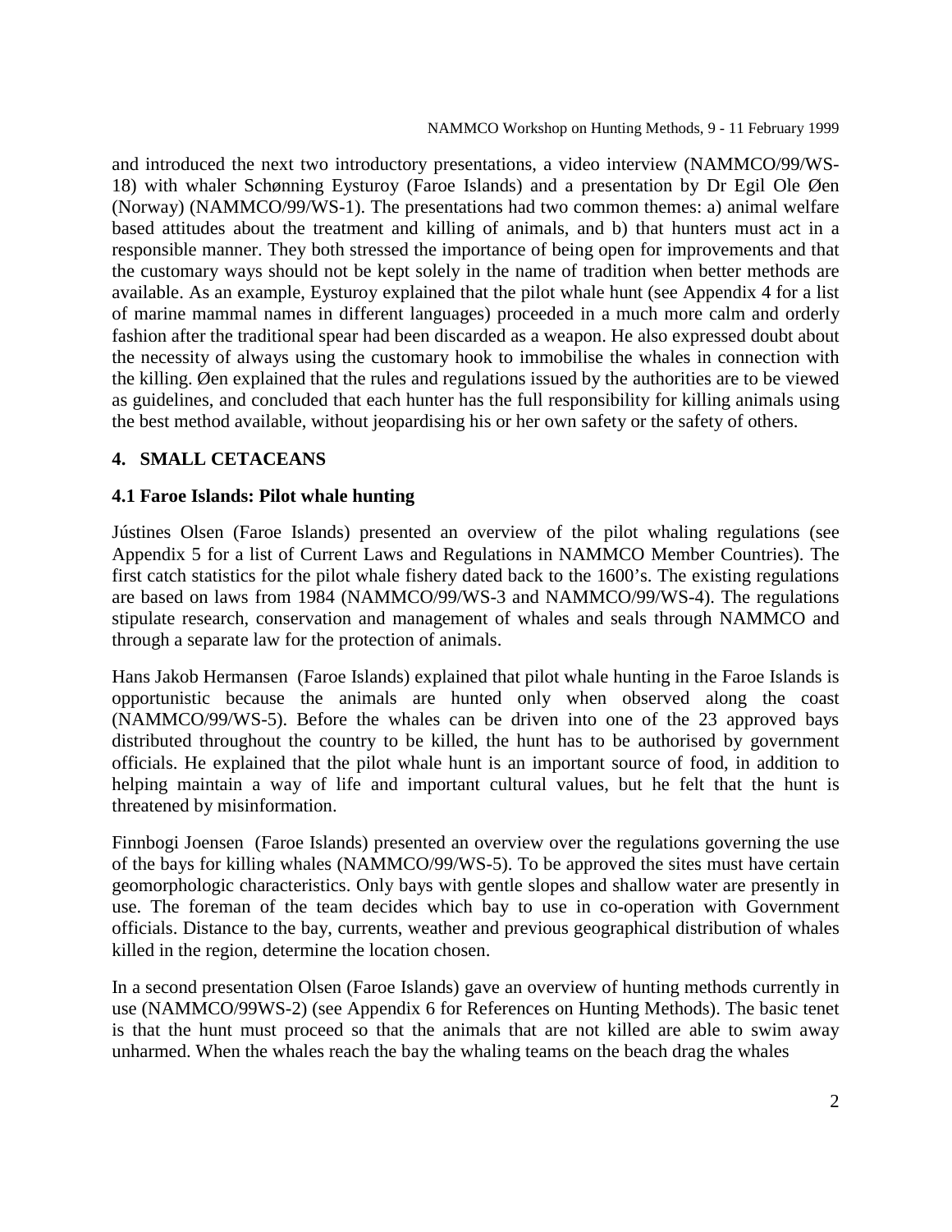and introduced the next two introductory presentations, a video interview (NAMMCO/99/WS-18) with whaler Schønning Eysturoy (Faroe Islands) and a presentation by Dr Egil Ole Øen (Norway) (NAMMCO/99/WS-1). The presentations had two common themes: a) animal welfare based attitudes about the treatment and killing of animals, and b) that hunters must act in a responsible manner. They both stressed the importance of being open for improvements and that the customary ways should not be kept solely in the name of tradition when better methods are available. As an example, Eysturoy explained that the pilot whale hunt (see Appendix 4 for a list of marine mammal names in different languages) proceeded in a much more calm and orderly fashion after the traditional spear had been discarded as a weapon. He also expressed doubt about the necessity of always using the customary hook to immobilise the whales in connection with the killing. Øen explained that the rules and regulations issued by the authorities are to be viewed as guidelines, and concluded that each hunter has the full responsibility for killing animals using the best method available, without jeopardising his or her own safety or the safety of others.

## 4. SMALL CETACEANS

### 4.1 Faroe Islands: Pilot whale hunting

Jústines Olsen (Faroe Islands) presented an overview of the pilot whaling regulations (see Appendix 5 for a list of Current Laws and Regulations in NAMMCO Member Countries). The first catch statistics for the pilot whale fishery dated back to the 1600's. The existing regulations are based on laws from 1984 (NAMMCO/99/WS-3 and NAMMCO/99/WS-4). The regulations stipulate research, conservation and management of whales and seals through NAMMCO and through a separate law for the protection of animals.

Hans Jakob Hermansen (Faroe Islands) explained that pilot whale hunting in the Faroe Islands is opportunistic because the animals are hunted only when observed along the coast (NAMMCO/99/WS-5). Before the whales can be driven into one of the 23 approved bays distributed throughout the country to be killed, the hunt has to be authorised by government officials. He explained that the pilot whale hunt is an important source of food, in addition to helping maintain a way of life and important cultural values, but he felt that the hunt is threatened by misinformation.

Finnbogi Joensen (Faroe Islands) presented an overview over the regulations governing the use of the bays for killing whales (NAMMCO/99/WS-5). To be approved the sites must have certain geomorphologic characteristics. Only bays with gentle slopes and shallow water are presently in use. The foreman of the team decides which bay to use in co-operation with Government officials. Distance to the bay, currents, weather and previous geographical distribution of whales killed in the region, determine the location chosen.

In a second presentation Olsen (Faroe Islands) gave an overview of hunting methods currently in use (NAMMCO/99WS-2) (see Appendix 6 for References on Hunting Methods). The basic tenet is that the hunt must proceed so that the animals that are not killed are able to swim away unharmed. When the whales reach the bay the whaling teams on the beach drag the whales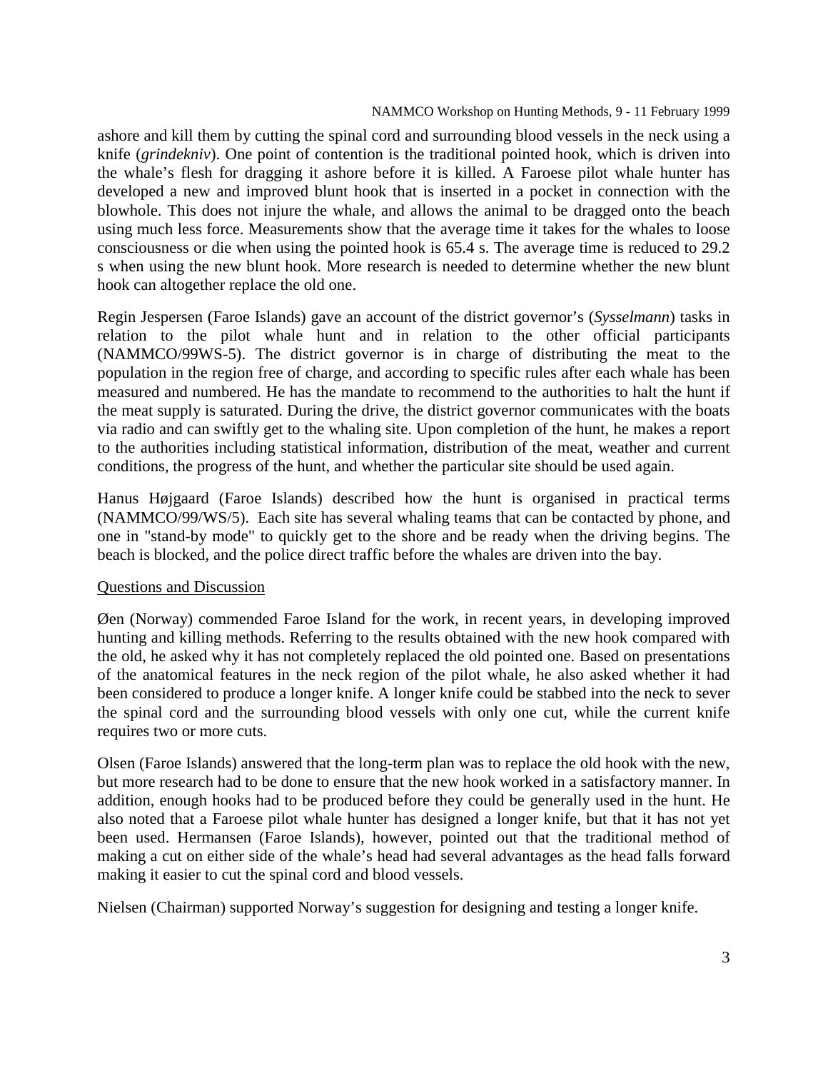ashore and kill them by cutting the spinal cord and surrounding blood vessels in the neck using a knife (*grindekniv*). One point of contention is the traditional pointed hook, which is driven into the whale's flesh for dragging it ashore before it is killed. A Faroese pilot whale hunter has developed a new and improved blunt hook that is inserted in a pocket in connection with the blowhole. This does not injure the whale, and allows the animal to be dragged onto the beach using much less force. Measurements show that the average time it takes for the whales to loose consciousness or die when using the pointed hook is 65.4 s. The average time is reduced to 29.2 s when using the new blunt hook. More research is needed to determine whether the new blunt hook can altogether replace the old one.

Regin Jespersen (Faroe Islands) gave an account of the district governor's (*Sysselmann*) tasks in relation to the pilot whale hunt and in relation to the other official participants (NAMMCO/99WS-5). The district governor is in charge of distributing the meat to the population in the region free of charge, and according to specific rules after each whale has been measured and numbered. He has the mandate to recommend to the authorities to halt the hunt if the meat supply is saturated. During the drive, the district governor communicates with the boats via radio and can swiftly get to the whaling site. Upon completion of the hunt, he makes a report to the authorities including statistical information, distribution of the meat, weather and current conditions, the progress of the hunt, and whether the particular site should be used again.

Hanus Højgaard (Faroe Islands) described how the hunt is organised in practical terms (NAMMCO/99/WS/5). Each site has several whaling teams that can be contacted by phone, and one in "stand-by mode" to quickly get to the shore and be ready when the driving begins. The beach is blocked, and the police direct traffic before the whales are driven into the bay.

Questions and Discussion

Øen (Norway) commended Faroe Island for the work, in recent years, in developing improved hunting and killing methods. Referring to the results obtained with the new hook compared with the old, he asked why it has not completely replaced the old pointed one. Based on presentations of the anatomical features in the neck region of the pilot whale, he also asked whether it had been considered to produce a longer knife. A longer knife could be stabbed into the neck to sever the spinal cord and the surrounding blood vessels with only one cut, while the current knife requires two or more cuts.

Olsen (Faroe Islands) answered that the long-term plan was to replace the old hook with the new, but more research had to be done to ensure that the new hook worked in a satisfactory manner. In addition, enough hooks had to be produced before they could be generally used in the hunt. He also noted that a Faroese pilot whale hunter has designed a longer knife, but that it has not yet been used. Hermansen (Faroe Islands), however, pointed out that the traditional method of making a cut on either side of the whale's head had several advantages as the head falls forward making it easier to cut the spinal cord and blood vessels.

Nielsen (Chairman) supported Norway's suggestion for designing and testing a longer knife.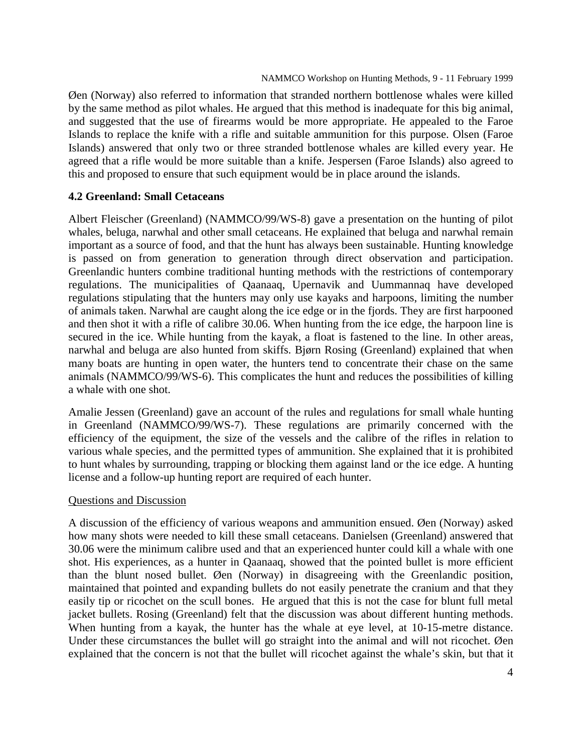Øen (Norway) also referred to information that stranded northern bottlenose whales were killed by the same method as pilot whales. He argued that this method is inadequate for this big animal, and suggested that the use of firearms would be more appropriate. He appealed to the Faroe Islands to replace the knife with a rifle and suitable ammunition for this purpose. Olsen (Faroe Islands) answered that only two or three stranded bottlenose whales are killed every year. He agreed that a rifle would be more suitable than a knife. Jespersen (Faroe Islands) also agreed to this and proposed to ensure that such equipment would be in place around the islands.

### 4.2 Greenland: Small Cetaceans

Albert Fleischer (Greenland) (NAMMCO/99/WS-8) gave a presentation on the hunting of pilot whales, beluga, narwhal and other small cetaceans. He explained that beluga and narwhal remain important as a source of food, and that the hunt has always been sustainable. Hunting knowledge is passed on from generation to generation through direct observation and participation. Greenlandic hunters combine traditional hunting methods with the restrictions of contemporary regulations. The municipalities of Qaanaaq, Upernavik and Uummannaq have developed regulations stipulating that the hunters may only use kayaks and harpoons, limiting the number of animals taken. Narwhal are caught along the ice edge or in the fjords. They are first harpooned and then shot it with a rifle of calibre 30.06. When hunting from the ice edge, the harpoon line is secured in the ice. While hunting from the kayak, a float is fastened to the line. In other areas, narwhal and beluga are also hunted from skiffs. Bjørn Rosing (Greenland) explained that when many boats are hunting in open water, the hunters tend to concentrate their chase on the same animals (NAMMCO/99/WS-6). This complicates the hunt and reduces the possibilities of killing a whale with one shot.

Amalie Jessen (Greenland) gave an account of the rules and regulations for small whale hunting in Greenland (NAMMCO/99/WS-7). These regulations are primarily concerned with the efficiency of the equipment, the size of the vessels and the calibre of the rifles in relation to various whale species, and the permitted types of ammunition. She explained that it is prohibited to hunt whales by surrounding, trapping or blocking them against land or the ice edge. A hunting license and a follow-up hunting report are required of each hunter.

Questions and Discussion

A discussion of the efficiency of various weapons and ammunition ensued. Øen (Norway) asked how many shots were needed to kill these small cetaceans. Danielsen (Greenland) answered that 30.06 were the minimum calibre used and that an experienced hunter could kill a whale with one shot. His experiences, as a hunter in Qaanaaq, showed that the pointed bullet is more efficient than the blunt nosed bullet. Øen (Norway) in disagreeing with the Greenlandic position, maintained that pointed and expanding bullets do not easily penetrate the cranium and that they easily tip or ricochet on the scull bones. He argued that this is not the case for blunt full metal jacket bullets. Rosing (Greenland) felt that the discussion was about different hunting methods. When hunting from a kayak, the hunter has the whale at eye level, at 10-15-metre distance. Under these circumstances the bullet will go straight into the animal and will not ricochet. Øen explained that the concern is not that the bullet will ricochet against the whale's skin, but that it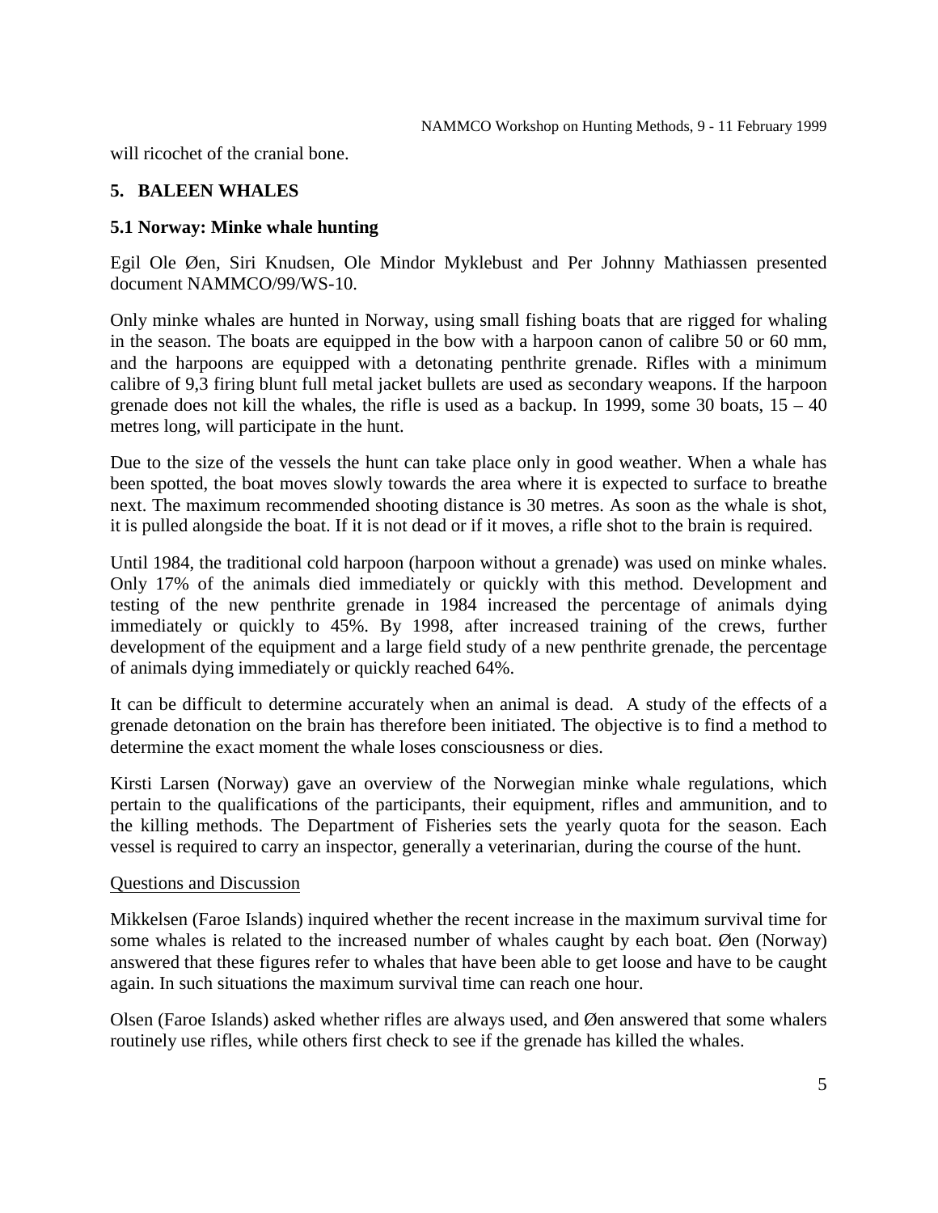will ricochet of the cranial bone.

## 5. BALEEN WHALES

### 5.1 Norway: Minke whale hunting

Egil Ole Øen, Siri Knudsen, Ole Mindor Myklebust and Per Johnny Mathiassen presented document NAMMCO/99/WS-10.

Only minke whales are hunted in Norway, using small fishing boats that are rigged for whaling in the season. The boats are equipped in the bow with a harpoon canon of calibre 50 or 60 mm, and the harpoons are equipped with a detonating penthrite grenade. Rifles with a minimum calibre of 9,3 firing blunt full metal jacket bullets are used as secondary weapons. If the harpoon grenade does not kill the whales, the rifle is used as a backup. In 1999, some 30 boats, 15 – 40 metres long, will participate in the hunt.

Due to the size of the vessels the hunt can take place only in good weather. When a whale has been spotted, the boat moves slowly towards the area where it is expected to surface to breathe next. The maximum recommended shooting distance is 30 metres. As soon as the whale is shot, it is pulled alongside the boat. If it is not dead or if it moves, a rifle shot to the brain is required.

Until 1984, the traditional cold harpoon (harpoon without a grenade) was used on minke whales. Only 17% of the animals died immediately or quickly with this method. Development and testing of the new penthrite grenade in 1984 increased the percentage of animals dying immediately or quickly to 45%. By 1998, after increased training of the crews, further development of the equipment and a large field study of a new penthrite grenade, the percentage of animals dying immediately or quickly reached 64%.

It can be difficult to determine accurately when an animal is dead. A study of the effects of a grenade detonation on the brain has therefore been initiated. The objective is to find a method to determine the exact moment the whale loses consciousness or dies.

Kirsti Larsen (Norway) gave an overview of the Norwegian minke whale regulations, which pertain to the qualifications of the participants, their equipment, rifles and ammunition, and to the killing methods. The Department of Fisheries sets the yearly quota for the season. Each vessel is required to carry an inspector, generally a veterinarian, during the course of the hunt.

Questions and Discussion

Mikkelsen (Faroe Islands) inquired whether the recent increase in the maximum survival time for some whales is related to the increased number of whales caught by each boat. Øen (Norway) answered that these figures refer to whales that have been able to get loose and have to be caught again. In such situations the maximum survival time can reach one hour.

Olsen (Faroe Islands) asked whether rifles are always used, and Øen answered that some whalers routinely use rifles, while others first check to see if the grenade has killed the whales.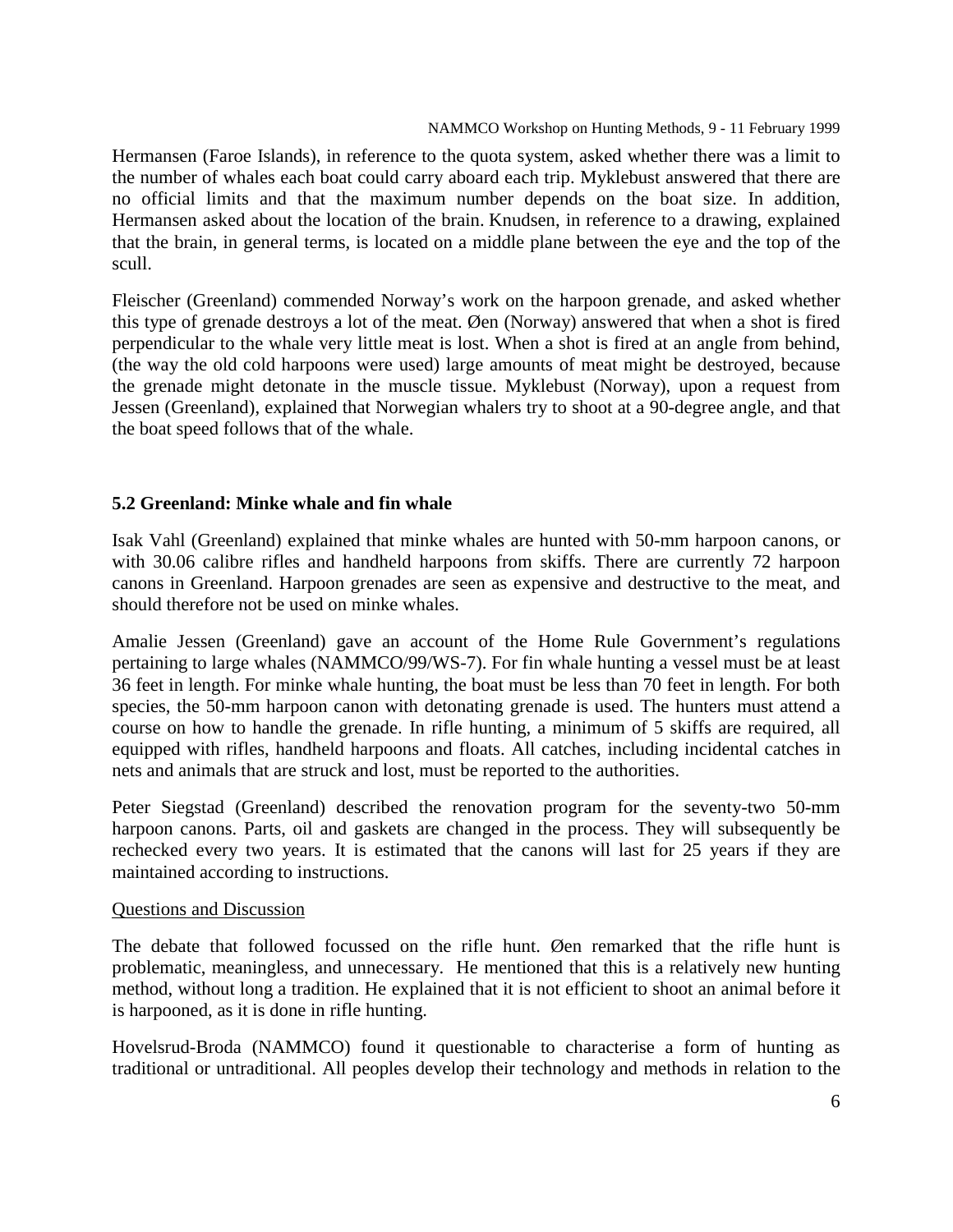Hermansen (Faroe Islands), in reference to the quota system, asked whether there was a limit to the number of whales each boat could carry aboard each trip. Myklebust answered that there are no official limits and that the maximum number depends on the boat size. In addition, Hermansen asked about the location of the brain. Knudsen, in reference to a drawing, explained that the brain, in general terms, is located on a middle plane between the eye and the top of the scull.

Fleischer (Greenland) commended Norway's work on the harpoon grenade, and asked whether this type of grenade destroys a lot of the meat. Øen (Norway) answered that when a shot is fired perpendicular to the whale very little meat is lost. When a shot is fired at an angle from behind, (the way the old cold harpoons were used) large amounts of meat might be destroyed, because the grenade might detonate in the muscle tissue. Myklebust (Norway), upon a request from Jessen (Greenland), explained that Norwegian whalers try to shoot at a 90-degree angle, and that the boat speed follows that of the whale.

## 5.2 Greenland: Minke whale and fin whale

Isak Vahl (Greenland) explained that minke whales are hunted with 50-mm harpoon canons, or with 30.06 calibre rifles and handheld harpoons from skiffs. There are currently 72 harpoon canons in Greenland. Harpoon grenades are seen as expensive and destructive to the meat, and should therefore not be used on minke whales.

Amalie Jessen (Greenland) gave an account of the Home Rule Government's regulations pertaining to large whales (NAMMCO/99/WS-7). For fin whale hunting a vessel must be at least 36 feet in length. For minke whale hunting, the boat must be less than 70 feet in length. For both species, the 50-mm harpoon canon with detonating grenade is used. The hunters must attend a course on how to handle the grenade. In rifle hunting, a minimum of 5 skiffs are required, all equipped with rifles, handheld harpoons and floats. All catches, including incidental catches in nets and animals that are struck and lost, must be reported to the authorities.

Peter Siegstad (Greenland) described the renovation program for the seventy-two 50-mm harpoon canons. Parts, oil and gaskets are changed in the process. They will subsequently be rechecked every two years. It is estimated that the canons will last for 25 years if they are maintained according to instructions.

Questions and Discussion

The debate that followed focussed on the rifle hunt. Øen remarked that the rifle hunt is problematic, meaningless, and unnecessary. He mentioned that this is a relatively new hunting method, without long a tradition. He explained that it is not efficient to shoot an animal before it is harpooned, as it is done in rifle hunting.

Hovelsrud-Broda (NAMMCO) found it questionable to characterise a form of hunting as traditional or untraditional. All peoples develop their technology and methods in relation to the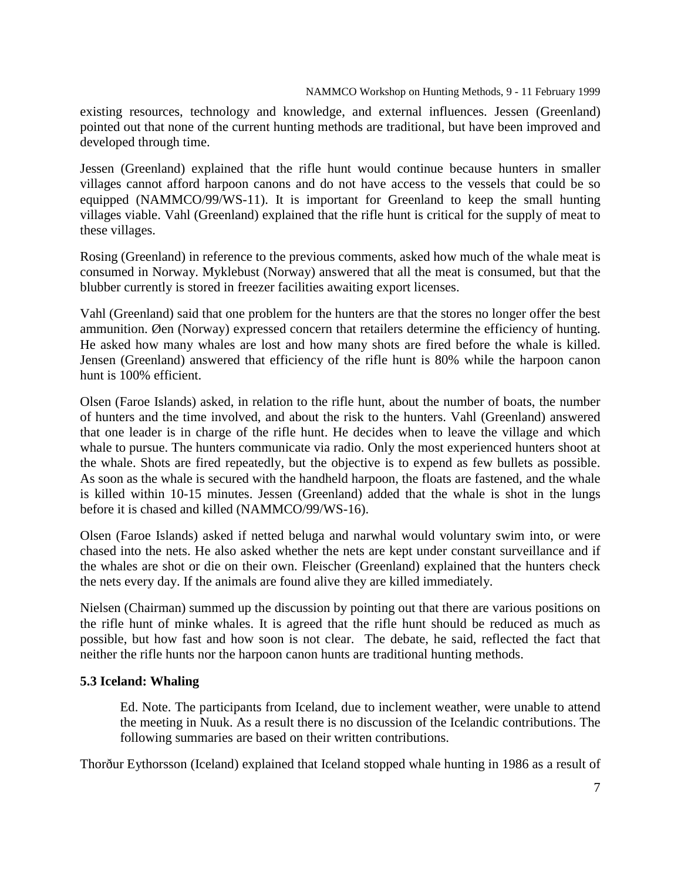existing resources, technology and knowledge, and external influences. Jessen (Greenland) pointed out that none of the current hunting methods are traditional, but have been improved and developed through time.

Jessen (Greenland) explained that the rifle hunt would continue because hunters in smaller villages cannot afford harpoon canons and do not have access to the vessels that could be so equipped (NAMMCO/99/WS-11). It is important for Greenland to keep the small hunting villages viable. Vahl (Greenland) explained that the rifle hunt is critical for the supply of meat to these villages.

Rosing (Greenland) in reference to the previous comments, asked how much of the whale meat is consumed in Norway. Myklebust (Norway) answered that all the meat is consumed, but that the blubber currently is stored in freezer facilities awaiting export licenses.

Vahl (Greenland) said that one problem for the hunters are that the stores no longer offer the best ammunition. Øen (Norway) expressed concern that retailers determine the efficiency of hunting. He asked how many whales are lost and how many shots are fired before the whale is killed. Jensen (Greenland) answered that efficiency of the rifle hunt is 80% while the harpoon canon hunt is 100% efficient.

Olsen (Faroe Islands) asked, in relation to the rifle hunt, about the number of boats, the number of hunters and the time involved, and about the risk to the hunters. Vahl (Greenland) answered that one leader is in charge of the rifle hunt. He decides when to leave the village and which whale to pursue. The hunters communicate via radio. Only the most experienced hunters shoot at the whale. Shots are fired repeatedly, but the objective is to expend as few bullets as possible. As soon as the whale is secured with the handheld harpoon, the floats are fastened, and the whale is killed within 10-15 minutes. Jessen (Greenland) added that the whale is shot in the lungs before it is chased and killed (NAMMCO/99/WS-16).

Olsen (Faroe Islands) asked if netted beluga and narwhal would voluntary swim into, or were chased into the nets. He also asked whether the nets are kept under constant surveillance and if the whales are shot or die on their own. Fleischer (Greenland) explained that the hunters check the nets every day. If the animals are found alive they are killed immediately.

Nielsen (Chairman) summed up the discussion by pointing out that there are various positions on the rifle hunt of minke whales. It is agreed that the rifle hunt should be reduced as much as possible, but how fast and how soon is not clear. The debate, he said, reflected the fact that neither the rifle hunts nor the harpoon canon hunts are traditional hunting methods.

### 5.3 Iceland: Whaling

> Ed. Note. The participants from Iceland, due to inclement weather, were unable to attend the meeting in Nuuk. As a result there is no discussion of the Icelandic contributions. The following summaries are based on their written contributions.

Thorður Eythorsson (Iceland) explained that Iceland stopped whale hunting in 1986 as a result of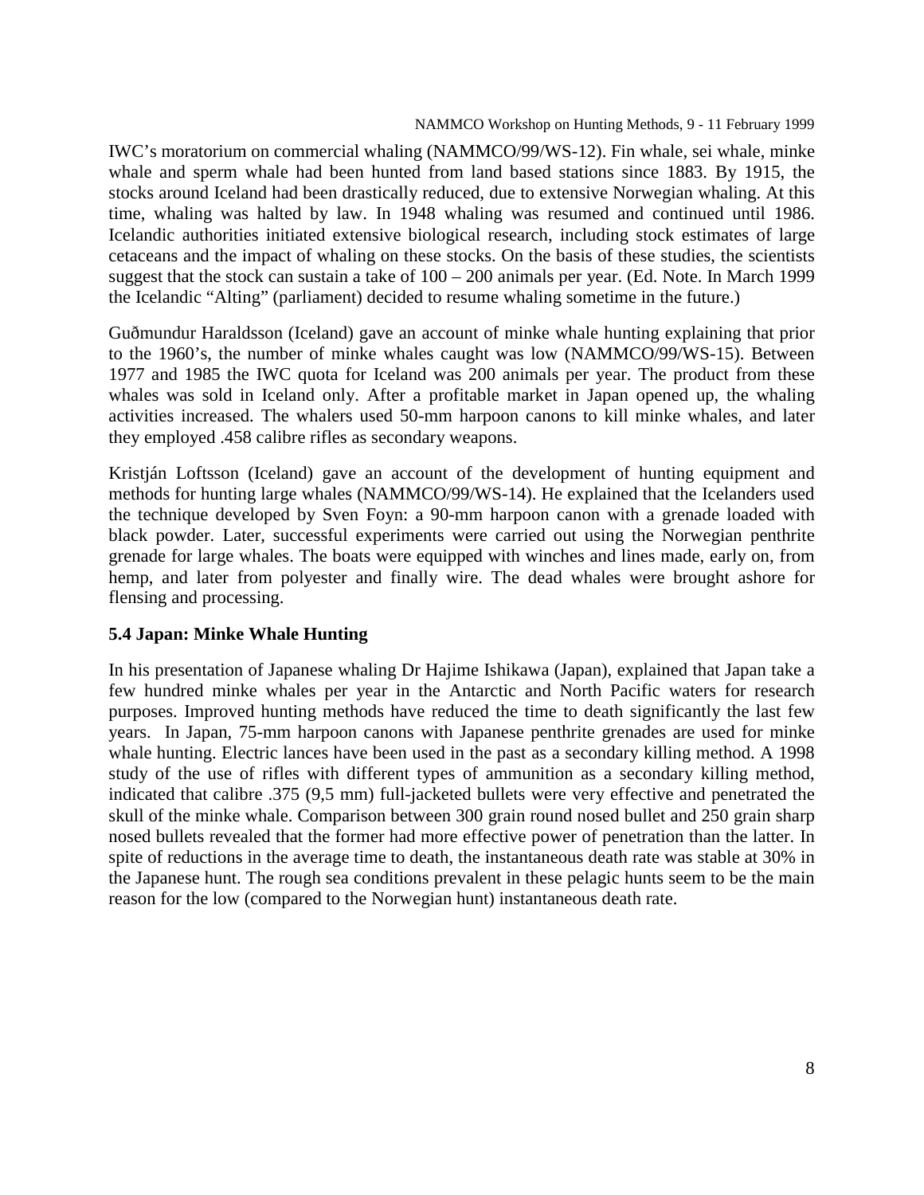IWC's moratorium on commercial whaling (NAMMCO/99/WS-12). Fin whale, sei whale, minke whale and sperm whale had been hunted from land based stations since 1883. By 1915, the stocks around Iceland had been drastically reduced, due to extensive Norwegian whaling. At this time, whaling was halted by law. In 1948 whaling was resumed and continued until 1986. Icelandic authorities initiated extensive biological research, including stock estimates of large cetaceans and the impact of whaling on these stocks. On the basis of these studies, the scientists suggest that the stock can sustain a take of 100 – 200 animals per year. (Ed. Note. In March 1999 the Icelandic "Alting" (parliament) decided to resume whaling sometime in the future.)

Guðmundur Haraldsson (Iceland) gave an account of minke whale hunting explaining that prior to the 1960's, the number of minke whales caught was low (NAMMCO/99/WS-15). Between 1977 and 1985 the IWC quota for Iceland was 200 animals per year. The product from these whales was sold in Iceland only. After a profitable market in Japan opened up, the whaling activities increased. The whalers used 50-mm harpoon canons to kill minke whales, and later they employed .458 calibre rifles as secondary weapons.

Kristján Loftsson (Iceland) gave an account of the development of hunting equipment and methods for hunting large whales (NAMMCO/99/WS-14). He explained that the Icelanders used the technique developed by Sven Foyn: a 90-mm harpoon canon with a grenade loaded with black powder. Later, successful experiments were carried out using the Norwegian penthrite grenade for large whales. The boats were equipped with winches and lines made, early on, from hemp, and later from polyester and finally wire. The dead whales were brought ashore for flensing and processing.

### 5.4 Japan: Minke Whale Hunting

In his presentation of Japanese whaling Dr Hajime Ishikawa (Japan), explained that Japan take a few hundred minke whales per year in the Antarctic and North Pacific waters for research purposes. Improved hunting methods have reduced the time to death significantly the last few years. In Japan, 75-mm harpoon canons with Japanese penthrite grenades are used for minke whale hunting. Electric lances have been used in the past as a secondary killing method. A 1998 study of the use of rifles with different types of ammunition as a secondary killing method, indicated that calibre .375 (9,5 mm) full-jacketed bullets were very effective and penetrated the skull of the minke whale. Comparison between 300 grain round nosed bullet and 250 grain sharp nosed bullets revealed that the former had more effective power of penetration than the latter. In spite of reductions in the average time to death, the instantaneous death rate was stable at 30% in the Japanese hunt. The rough sea conditions prevalent in these pelagic hunts seem to be the main reason for the low (compared to the Norwegian hunt) instantaneous death rate.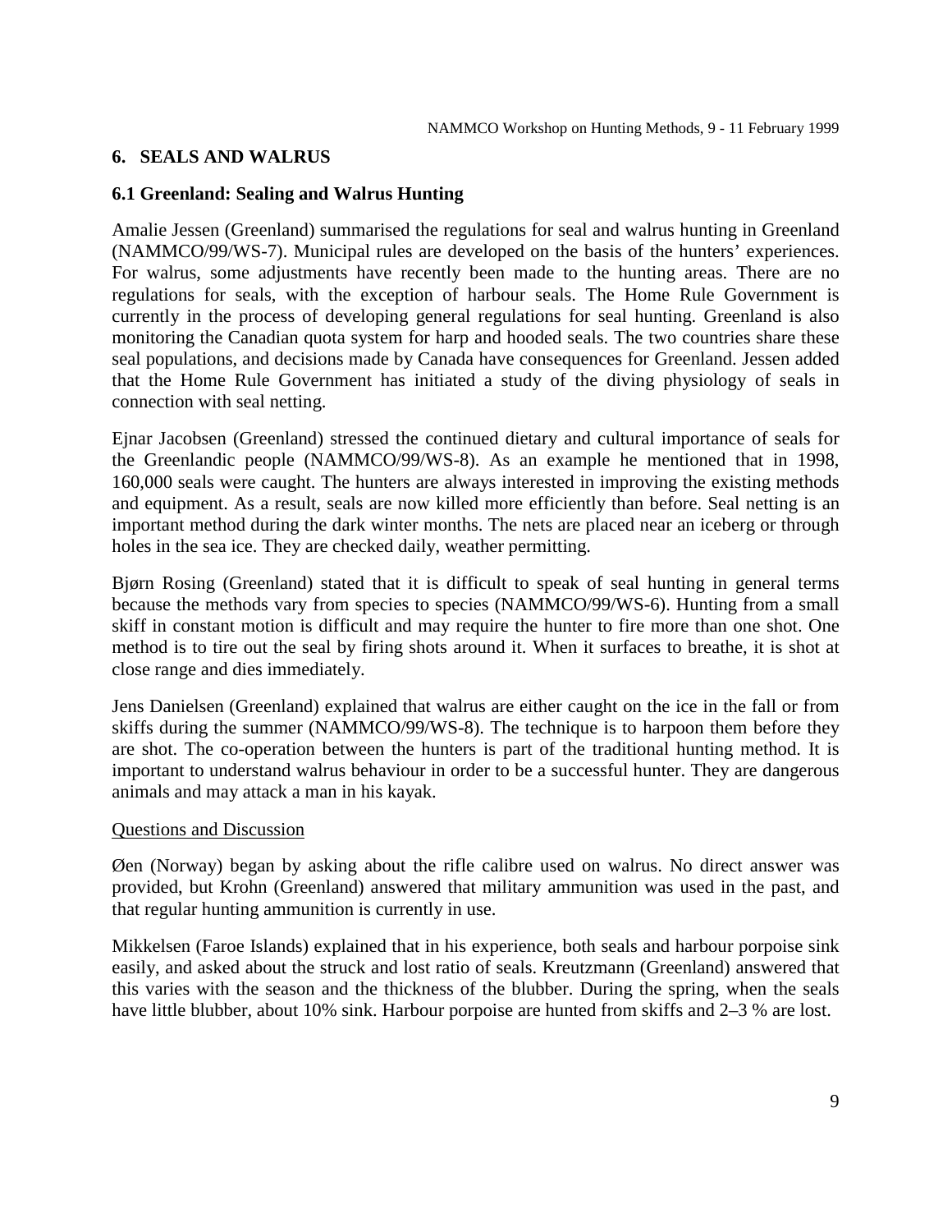## 6. SEALS AND WALRUS

### 6.1 Greenland: Sealing and Walrus Hunting

Amalie Jessen (Greenland) summarised the regulations for seal and walrus hunting in Greenland (NAMMCO/99/WS-7). Municipal rules are developed on the basis of the hunters' experiences. For walrus, some adjustments have recently been made to the hunting areas. There are no regulations for seals, with the exception of harbour seals. The Home Rule Government is currently in the process of developing general regulations for seal hunting. Greenland is also monitoring the Canadian quota system for harp and hooded seals. The two countries share these seal populations, and decisions made by Canada have consequences for Greenland. Jessen added that the Home Rule Government has initiated a study of the diving physiology of seals in connection with seal netting.

Ejnar Jacobsen (Greenland) stressed the continued dietary and cultural importance of seals for the Greenlandic people (NAMMCO/99/WS-8). As an example he mentioned that in 1998, 160,000 seals were caught. The hunters are always interested in improving the existing methods and equipment. As a result, seals are now killed more efficiently than before. Seal netting is an important method during the dark winter months. The nets are placed near an iceberg or through holes in the sea ice. They are checked daily, weather permitting.

Bjørn Rosing (Greenland) stated that it is difficult to speak of seal hunting in general terms because the methods vary from species to species (NAMMCO/99/WS-6). Hunting from a small skiff in constant motion is difficult and may require the hunter to fire more than one shot. One method is to tire out the seal by firing shots around it. When it surfaces to breathe, it is shot at close range and dies immediately.

Jens Danielsen (Greenland) explained that walrus are either caught on the ice in the fall or from skiffs during the summer (NAMMCO/99/WS-8). The technique is to harpoon them before they are shot. The co-operation between the hunters is part of the traditional hunting method. It is important to understand walrus behaviour in order to be a successful hunter. They are dangerous animals and may attack a man in his kayak.

<u>Questions and Discussion</u>

Øen (Norway) began by asking about the rifle calibre used on walrus. No direct answer was provided, but Krohn (Greenland) answered that military ammunition was used in the past, and that regular hunting ammunition is currently in use.

Mikkelsen (Faroe Islands) explained that in his experience, both seals and harbour porpoise sink easily, and asked about the struck and lost ratio of seals. Kreutzmann (Greenland) answered that this varies with the season and the thickness of the blubber. During the spring, when the seals have little blubber, about 10% sink. Harbour porpoise are hunted from skiffs and 2–3 % are lost.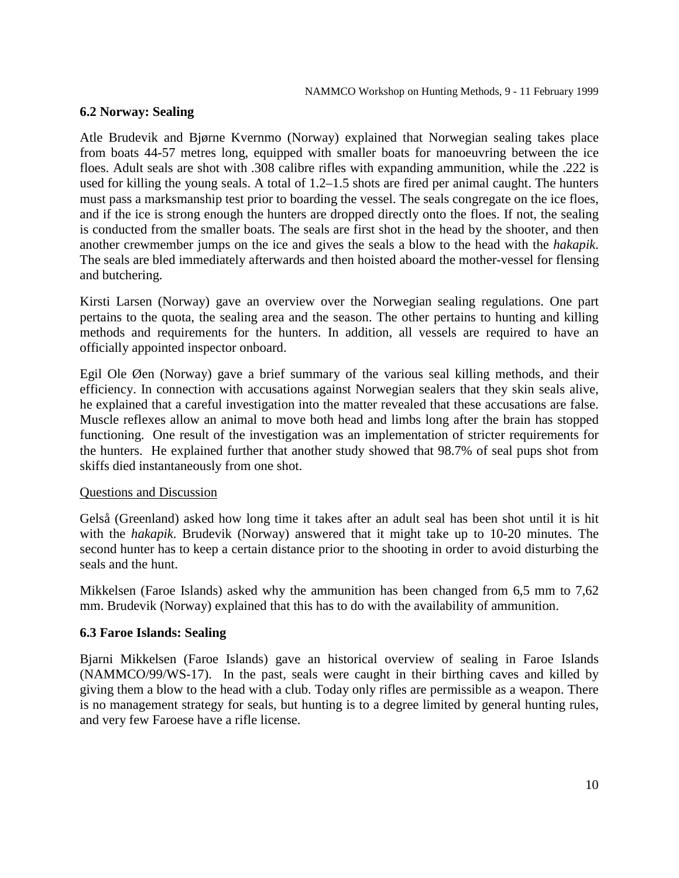## 6.2 Norway: Sealing

Atle Brudevik and Bjørne Kvernmo (Norway) explained that Norwegian sealing takes place from boats 44-57 metres long, equipped with smaller boats for manoeuvring between the ice floes. Adult seals are shot with .308 calibre rifles with expanding ammunition, while the .222 is used for killing the young seals. A total of 1.2–1.5 shots are fired per animal caught. The hunters must pass a marksmanship test prior to boarding the vessel. The seals congregate on the ice floes, and if the ice is strong enough the hunters are dropped directly onto the floes. If not, the sealing is conducted from the smaller boats. The seals are first shot in the head by the shooter, and then another crewmember jumps on the ice and gives the seals a blow to the head with the *hakapik*. The seals are bled immediately afterwards and then hoisted aboard the mother-vessel for flensing and butchering.

Kirsti Larsen (Norway) gave an overview over the Norwegian sealing regulations. One part pertains to the quota, the sealing area and the season. The other pertains to hunting and killing methods and requirements for the hunters. In addition, all vessels are required to have an officially appointed inspector onboard.

Egil Ole Øen (Norway) gave a brief summary of the various seal killing methods, and their efficiency. In connection with accusations against Norwegian sealers that they skin seals alive, he explained that a careful investigation into the matter revealed that these accusations are false. Muscle reflexes allow an animal to move both head and limbs long after the brain has stopped functioning. One result of the investigation was an implementation of stricter requirements for the hunters. He explained further that another study showed that 98.7% of seal pups shot from skiffs died instantaneously from one shot.

<u>Questions and Discussion</u>

Gelså (Greenland) asked how long time it takes after an adult seal has been shot until it is hit with the *hakapik*. Brudevik (Norway) answered that it might take up to 10-20 minutes. The second hunter has to keep a certain distance prior to the shooting in order to avoid disturbing the seals and the hunt.

Mikkelsen (Faroe Islands) asked why the ammunition has been changed from 6,5 mm to 7,62 mm. Brudevik (Norway) explained that this has to do with the availability of ammunition.

## 6.3 Faroe Islands: Sealing

Bjarni Mikkelsen (Faroe Islands) gave an historical overview of sealing in Faroe Islands (NAMMCO/99/WS-17). In the past, seals were caught in their birthing caves and killed by giving them a blow to the head with a club. Today only rifles are permissible as a weapon. There is no management strategy for seals, but hunting is to a degree limited by general hunting rules, and very few Faroese have a rifle license.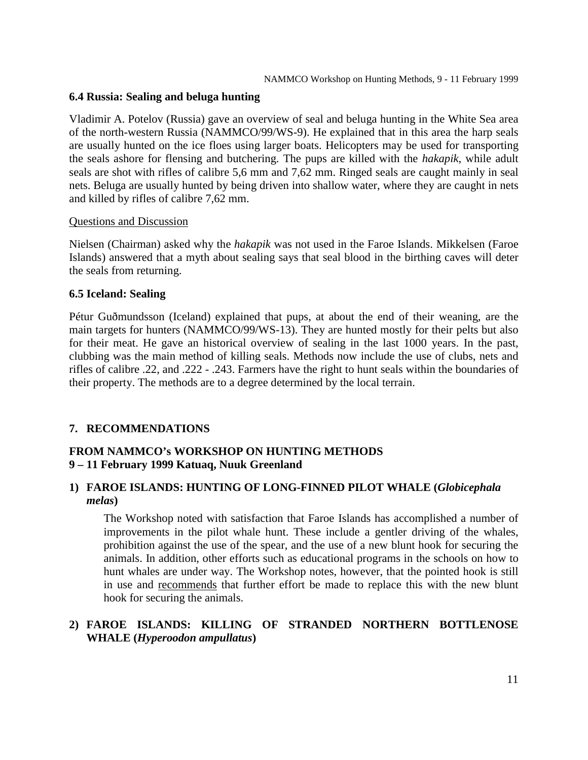### 6.4 Russia: Sealing and beluga hunting

Vladimir A. Potelov (Russia) gave an overview of seal and beluga hunting in the White Sea area of the north-western Russia (NAMMCO/99/WS-9). He explained that in this area the harp seals are usually hunted on the ice floes using larger boats. Helicopters may be used for transporting the seals ashore for flensing and butchering. The pups are killed with the *hakapik*, while adult seals are shot with rifles of calibre 5,6 mm and 7,62 mm. Ringed seals are caught mainly in seal nets. Beluga are usually hunted by being driven into shallow water, where they are caught in nets and killed by rifles of calibre 7,62 mm.

<u>Questions and Discussion</u>

Nielsen (Chairman) asked why the *hakapik* was not used in the Faroe Islands. Mikkelsen (Faroe Islands) answered that a myth about sealing says that seal blood in the birthing caves will deter the seals from returning.

### 6.5 Iceland: Sealing

Pétur Guðmundsson (Iceland) explained that pups, at about the end of their weaning, are the main targets for hunters (NAMMCO/99/WS-13). They are hunted mostly for their pelts but also for their meat. He gave an historical overview of sealing in the last 1000 years. In the past, clubbing was the main method of killing seals. Methods now include the use of clubs, nets and rifles of calibre .22, and .222 - .243. Farmers have the right to hunt seals within the boundaries of their property. The methods are to a degree determined by the local terrain.

## 7. RECOMMENDATIONS

### FROM NAMMCO's WORKSHOP ON HUNTING METHODS
### 9 – 11 February 1999 Katuaq, Nuuk Greenland

#### 1) FAROE ISLANDS: HUNTING OF LONG-FINNED PILOT WHALE (*Globicephala melas*)

The Workshop noted with satisfaction that Faroe Islands has accomplished a number of improvements in the pilot whale hunt. These include a gentler driving of the whales, prohibition against the use of the spear, and the use of a new blunt hook for securing the animals. In addition, other efforts such as educational programs in the schools on how to hunt whales are under way. The Workshop notes, however, that the pointed hook is still in use and <u>recommends</u> that further effort be made to replace this with the new blunt hook for securing the animals.

#### 2) FAROE ISLANDS: KILLING OF STRANDED NORTHERN BOTTLENOSE WHALE (*Hyperoodon ampullatus*)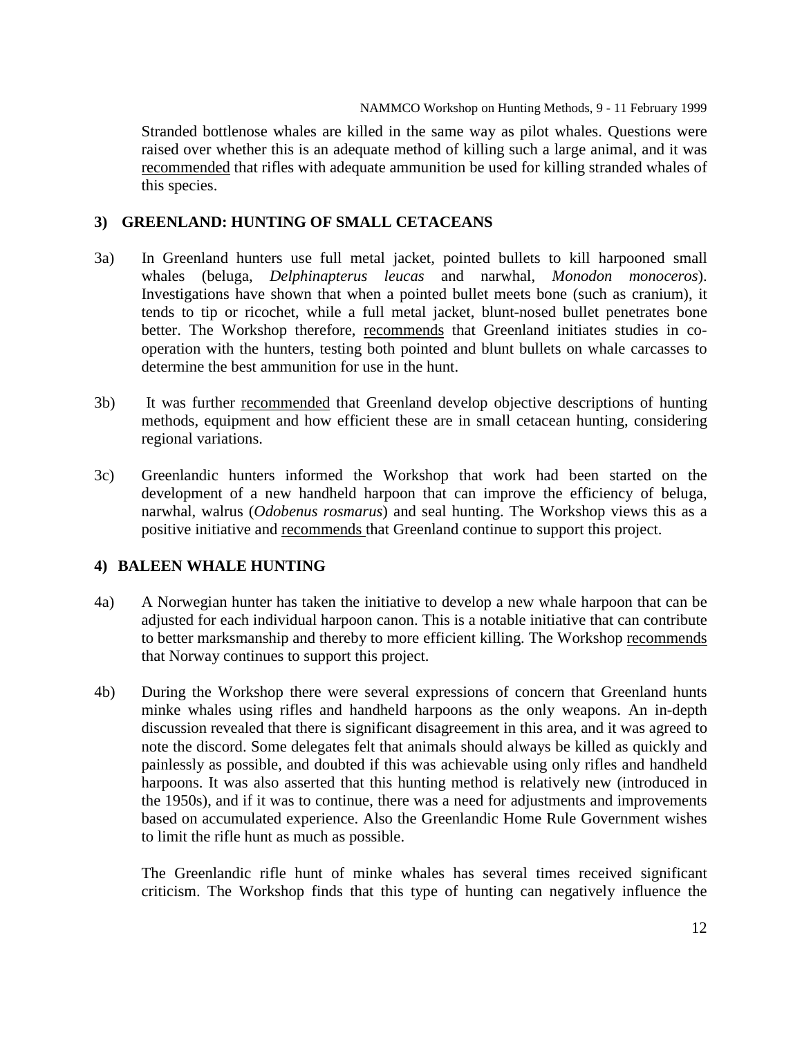Stranded bottlenose whales are killed in the same way as pilot whales. Questions were raised over whether this is an adequate method of killing such a large animal, and it was recommended that rifles with adequate ammunition be used for killing stranded whales of this species.

## 3) GREENLAND: HUNTING OF SMALL CETACEANS

3a) In Greenland hunters use full metal jacket, pointed bullets to kill harpooned small whales (beluga, *Delphinapterus leucas* and narwhal, *Monodon monoceros*). Investigations have shown that when a pointed bullet meets bone (such as cranium), it tends to tip or ricochet, while a full metal jacket, blunt-nosed bullet penetrates bone better. The Workshop therefore, recommends that Greenland initiates studies in co-operation with the hunters, testing both pointed and blunt bullets on whale carcasses to determine the best ammunition for use in the hunt.

3b) It was further recommended that Greenland develop objective descriptions of hunting methods, equipment and how efficient these are in small cetacean hunting, considering regional variations.

3c) Greenlandic hunters informed the Workshop that work had been started on the development of a new handheld harpoon that can improve the efficiency of beluga, narwhal, walrus (*Odobenus rosmarus*) and seal hunting. The Workshop views this as a positive initiative and recommends that Greenland continue to support this project.

## 4) BALEEN WHALE HUNTING

4a) A Norwegian hunter has taken the initiative to develop a new whale harpoon that can be adjusted for each individual harpoon canon. This is a notable initiative that can contribute to better marksmanship and thereby to more efficient killing. The Workshop recommends that Norway continues to support this project.

4b) During the Workshop there were several expressions of concern that Greenland hunts minke whales using rifles and handheld harpoons as the only weapons. An in-depth discussion revealed that there is significant disagreement in this area, and it was agreed to note the discord. Some delegates felt that animals should always be killed as quickly and painlessly as possible, and doubted if this was achievable using only rifles and handheld harpoons. It was also asserted that this hunting method is relatively new (introduced in the 1950s), and if it was to continue, there was a need for adjustments and improvements based on accumulated experience. Also the Greenlandic Home Rule Government wishes to limit the rifle hunt as much as possible.

The Greenlandic rifle hunt of minke whales has several times received significant criticism. The Workshop finds that this type of hunting can negatively influence the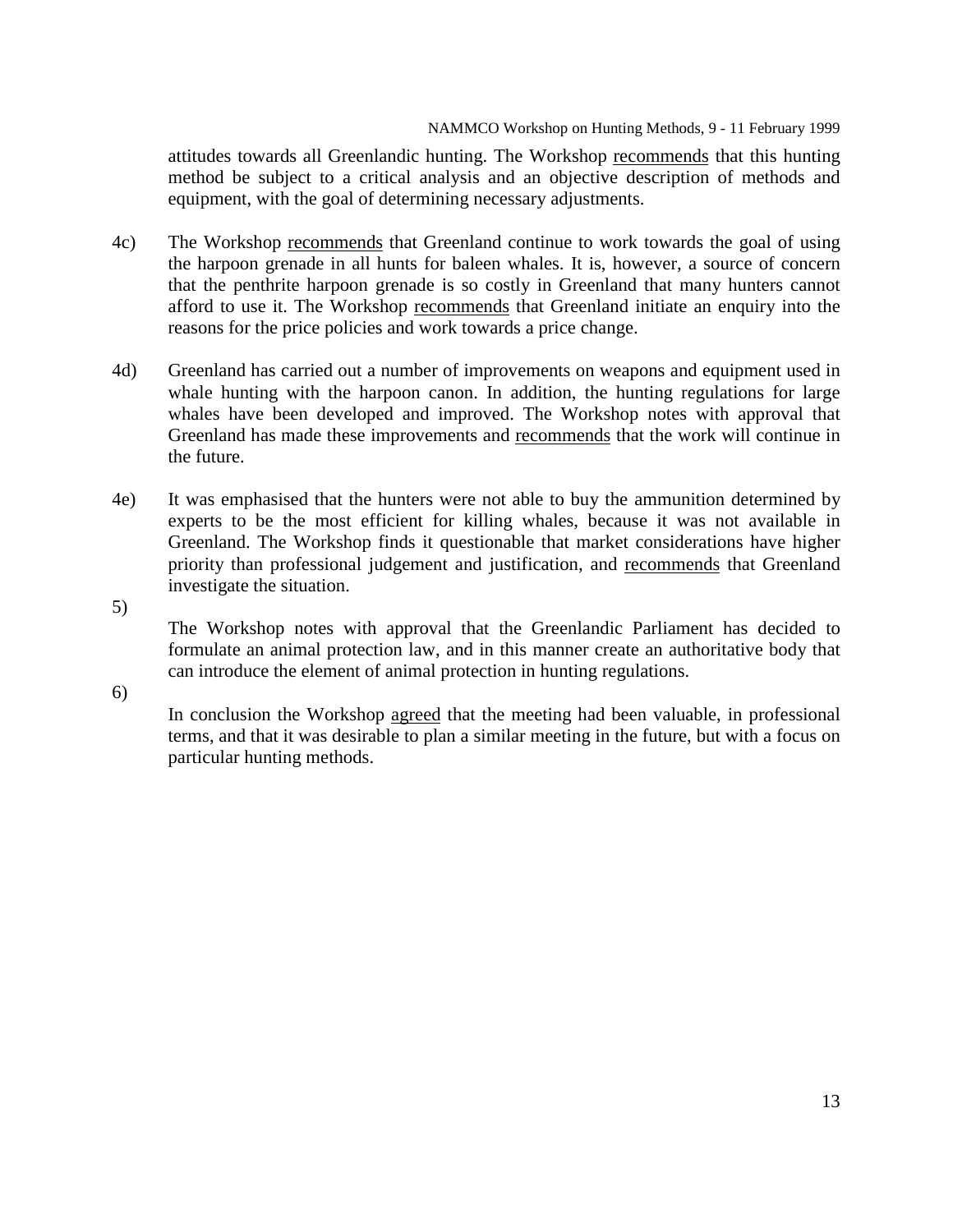attitudes towards all Greenlandic hunting. The Workshop recommends that this hunting method be subject to a critical analysis and an objective description of methods and equipment, with the goal of determining necessary adjustments.

4c) The Workshop recommends that Greenland continue to work towards the goal of using the harpoon grenade in all hunts for baleen whales. It is, however, a source of concern that the penthrite harpoon grenade is so costly in Greenland that many hunters cannot afford to use it. The Workshop recommends that Greenland initiate an enquiry into the reasons for the price policies and work towards a price change.

4d) Greenland has carried out a number of improvements on weapons and equipment used in whale hunting with the harpoon canon. In addition, the hunting regulations for large whales have been developed and improved. The Workshop notes with approval that Greenland has made these improvements and recommends that the work will continue in the future.

4e) It was emphasised that the hunters were not able to buy the ammunition determined by experts to be the most efficient for killing whales, because it was not available in Greenland. The Workshop finds it questionable that market considerations have higher priority than professional judgement and justification, and recommends that Greenland investigate the situation.

5) The Workshop notes with approval that the Greenlandic Parliament has decided to formulate an animal protection law, and in this manner create an authoritative body that can introduce the element of animal protection in hunting regulations.

6) In conclusion the Workshop agreed that the meeting had been valuable, in professional terms, and that it was desirable to plan a similar meeting in the future, but with a focus on particular hunting methods.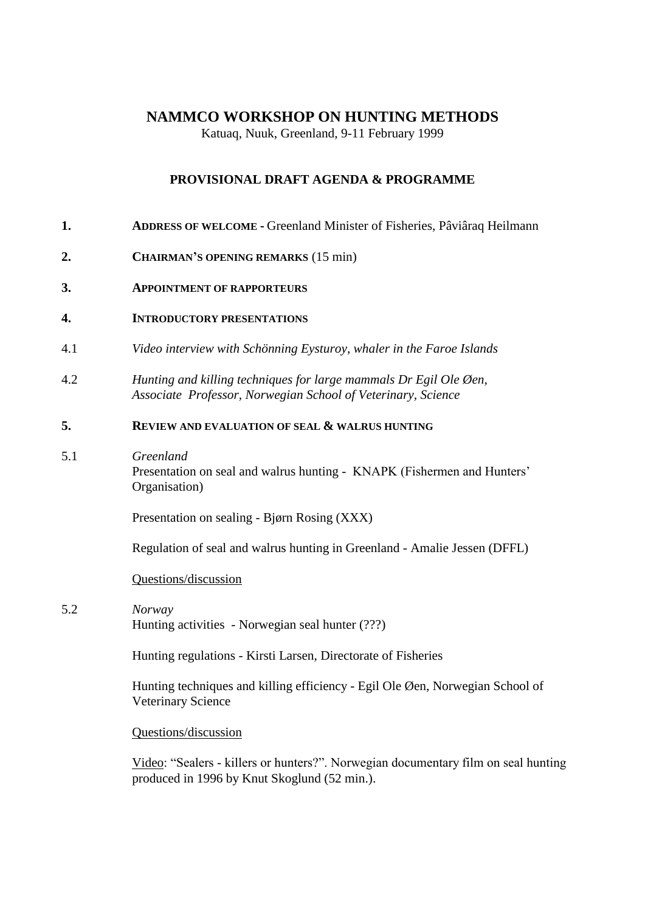# NAMMCO WORKSHOP ON HUNTING METHODS

Katuaq, Nuuk, Greenland, 9-11 February 1999

## PROVISIONAL DRAFT AGENDA & PROGRAMME

**1. ADDRESS OF WELCOME -** Greenland Minister of Fisheries, Pâviâraq Heilmann

**2. CHAIRMAN'S OPENING REMARKS** (15 min)

**3. APPOINTMENT OF RAPPORTEURS**

**4. INTRODUCTORY PRESENTATIONS**

4.1 *Video interview with Schönning Eysturoy, whaler in the Faroe Islands*

4.2 *Hunting and killing techniques for large mammals Dr Egil Ole Øen, Associate Professor, Norwegian School of Veterinary, Science*

**5. REVIEW AND EVALUATION OF SEAL & WALRUS HUNTING**

5.1 *Greenland*

Presentation on seal and walrus hunting - KNAPK (Fishermen and Hunters' Organisation)

Presentation on sealing - Bjørn Rosing (XXX)

Regulation of seal and walrus hunting in Greenland - Amalie Jessen (DFFL)

Questions/discussion

5.2 *Norway*

Hunting activities - Norwegian seal hunter (???)

Hunting regulations - Kirsti Larsen, Directorate of Fisheries

Hunting techniques and killing efficiency - Egil Ole Øen, Norwegian School of Veterinary Science

Questions/discussion

Video: "Sealers - killers or hunters?". Norwegian documentary film on seal hunting produced in 1996 by Knut Skoglund (52 min.).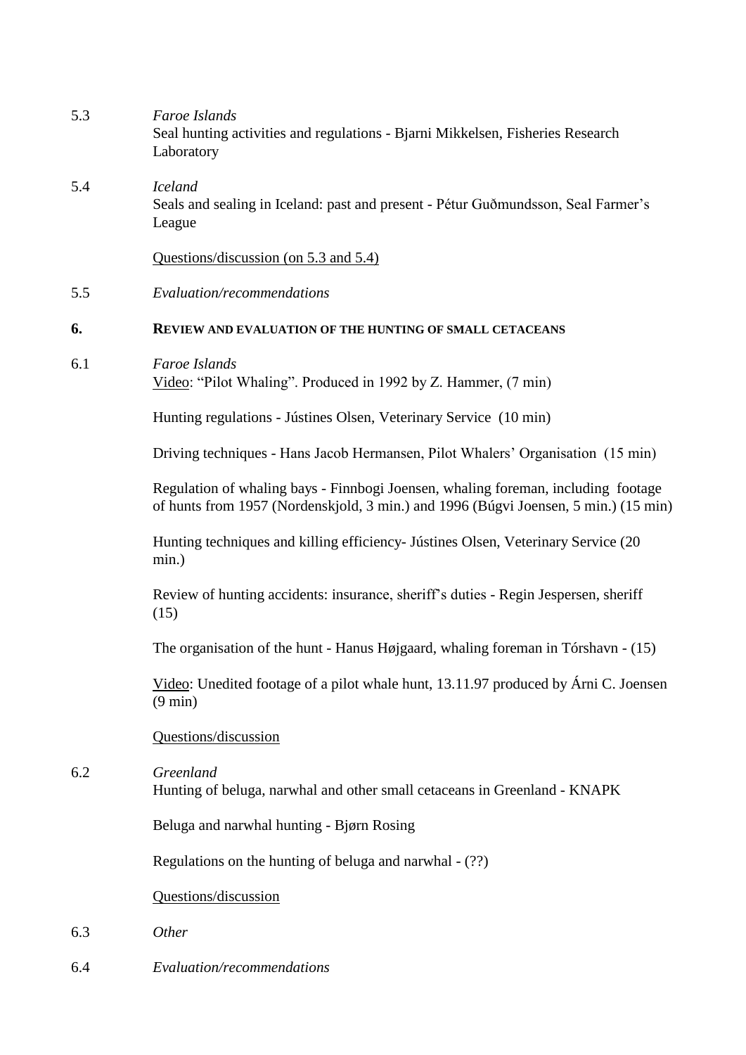5.3 *Faroe Islands*
Seal hunting activities and regulations - Bjarni Mikkelsen, Fisheries Research Laboratory

5.4 *Iceland*
Seals and sealing in Iceland: past and present - Pétur Guðmundsson, Seal Farmer's League

Questions/discussion (on 5.3 and 5.4)

5.5 *Evaluation/recommendations*

## 6. REVIEW AND EVALUATION OF THE HUNTING OF SMALL CETACEANS

6.1 *Faroe Islands*
Video: "Pilot Whaling". Produced in 1992 by Z. Hammer, (7 min)

Hunting regulations - Jústines Olsen, Veterinary Service (10 min)

Driving techniques - Hans Jacob Hermansen, Pilot Whalers' Organisation (15 min)

Regulation of whaling bays - Finnbogi Joensen, whaling foreman, including footage of hunts from 1957 (Nordenskjold, 3 min.) and 1996 (Búgvi Joensen, 5 min.) (15 min)

Hunting techniques and killing efficiency- Jústines Olsen, Veterinary Service (20 min.)

Review of hunting accidents: insurance, sheriff's duties - Regin Jespersen, sheriff (15)

The organisation of the hunt - Hanus Højgaard, whaling foreman in Tórshavn - (15)

Video: Unedited footage of a pilot whale hunt, 13.11.97 produced by Árni C. Joensen (9 min)

Questions/discussion

6.2 *Greenland*
Hunting of beluga, narwhal and other small cetaceans in Greenland - KNAPK

Beluga and narwhal hunting - Bjørn Rosing

Regulations on the hunting of beluga and narwhal - (??)

Questions/discussion

6.3 *Other*

6.4 *Evaluation/recommendations*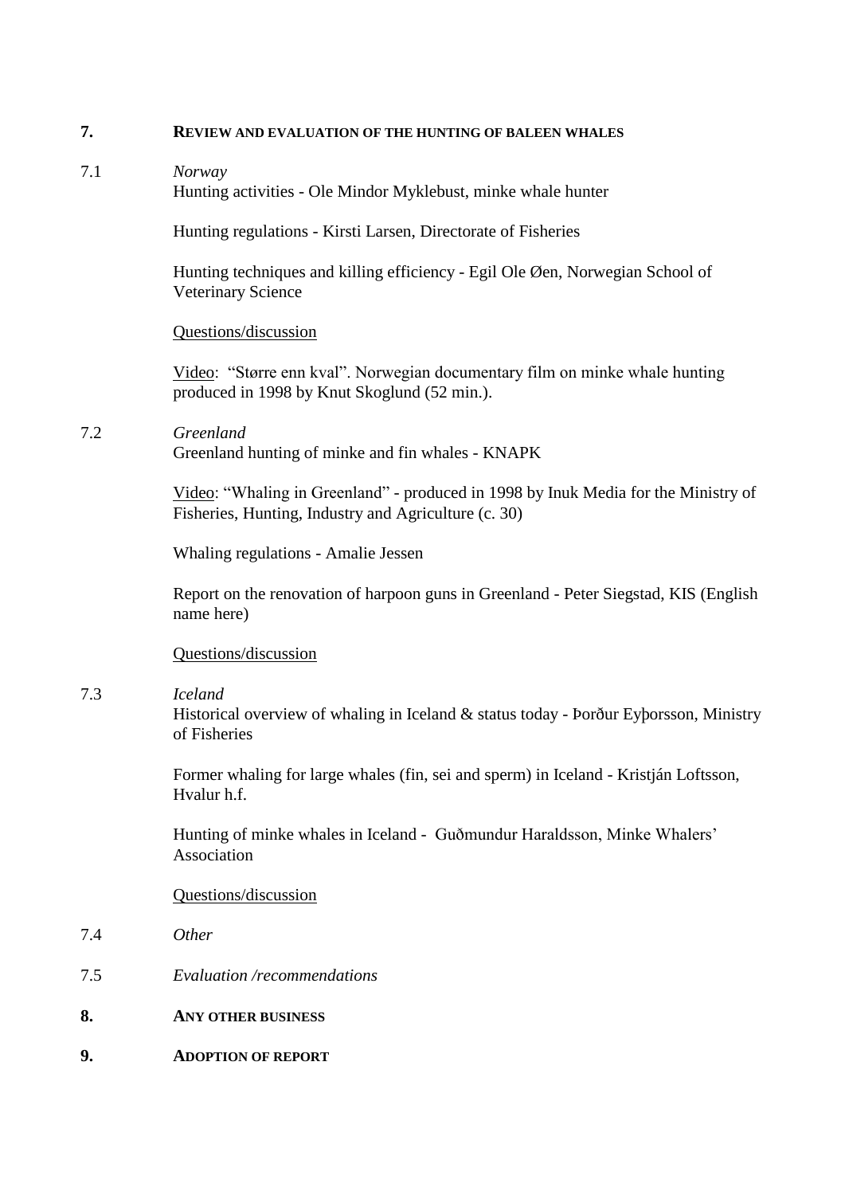## 7. Review and evaluation of the hunting of baleen whales

### 7.1 *Norway*

Hunting activities - Ole Mindor Myklebust, minke whale hunter

Hunting regulations - Kirsti Larsen, Directorate of Fisheries

Hunting techniques and killing efficiency - Egil Ole Øen, Norwegian School of Veterinary Science

Questions/discussion

Video: "Større enn kval". Norwegian documentary film on minke whale hunting produced in 1998 by Knut Skoglund (52 min.).

### 7.2 *Greenland*

Greenland hunting of minke and fin whales - KNAPK

Video: "Whaling in Greenland" - produced in 1998 by Inuk Media for the Ministry of Fisheries, Hunting, Industry and Agriculture (c. 30)

Whaling regulations - Amalie Jessen

Report on the renovation of harpoon guns in Greenland - Peter Siegstad, KIS (English name here)

Questions/discussion

### 7.3 *Iceland*

Historical overview of whaling in Iceland & status today - Þorður Eyþorsson, Ministry of Fisheries

Former whaling for large whales (fin, sei and sperm) in Iceland - Kristján Loftsson, Hvalur h.f.

Hunting of minke whales in Iceland - Guðmundur Haraldsson, Minke Whalers' Association

Questions/discussion

### 7.4 *Other*

### 7.5 *Evaluation /recommendations*

## 8. Any other business

## 9. Adoption of report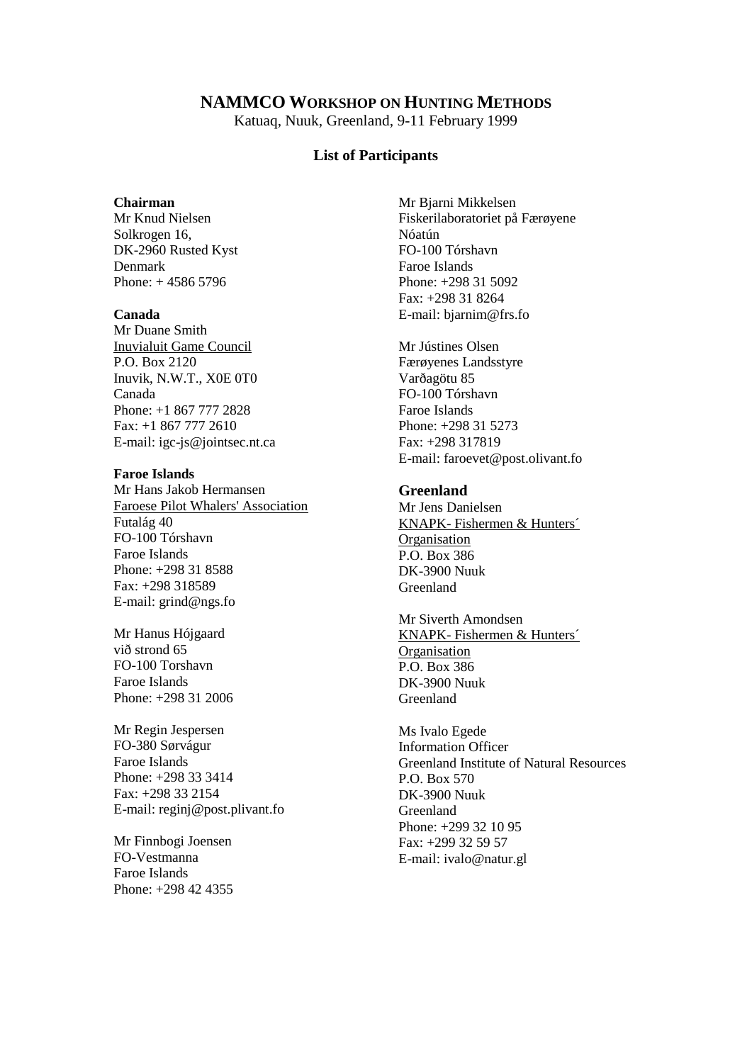# NAMMCO WORKSHOP ON HUNTING METHODS

Katuaq, Nuuk, Greenland, 9-11 February 1999

## List of Participants

**Chairman**
Mr Knud Nielsen
Solkrogen 16,
DK-2960 Rusted Kyst
Denmark
Phone: + 4586 5796

**Canada**
Mr Duane Smith
Inuvialuit Game Council
P.O. Box 2120
Inuvik, N.W.T., X0E 0T0
Canada
Phone: +1 867 777 2828
Fax: +1 867 777 2610
E-mail: igc-js@jointsec.nt.ca

**Faroe Islands**
Mr Hans Jakob Hermansen
Faroese Pilot Whalers' Association
Futalág 40
FO-100 Tórshavn
Faroe Islands
Phone: +298 31 8588
Fax: +298 318589
E-mail: grind@ngs.fo

Mr Hanus Hójgaard
við strond 65
FO-100 Torshavn
Faroe Islands
Phone: +298 31 2006

Mr Regin Jespersen
FO-380 Sørvágur
Faroe Islands
Phone: +298 33 3414
Fax: +298 33 2154
E-mail: reginj@post.plivant.fo

Mr Finnbogi Joensen
FO-Vestmanna
Faroe Islands
Phone: +298 42 4355

Mr Bjarni Mikkelsen
Fiskerilaboratoriet på Færøyene
Nóatún
FO-100 Tórshavn
Faroe Islands
Phone: +298 31 5092
Fax: +298 31 8264
E-mail: bjarnim@frs.fo

Mr Jústines Olsen
Færøyenes Landsstyre
Varðagötu 85
FO-100 Tórshavn
Faroe Islands
Phone: +298 31 5273
Fax: +298 317819
E-mail: faroevet@post.olivant.fo

**Greenland**
Mr Jens Danielsen
KNAPK- Fishermen & Hunters´ Organisation
P.O. Box 386
DK-3900 Nuuk
Greenland

Mr Siverth Amondsen
KNAPK- Fishermen & Hunters´ Organisation
P.O. Box 386
DK-3900 Nuuk
Greenland

Ms Ivalo Egede
Information Officer
Greenland Institute of Natural Resources
P.O. Box 570
DK-3900 Nuuk
Greenland
Phone: +299 32 10 95
Fax: +299 32 59 57
E-mail: ivalo@natur.gl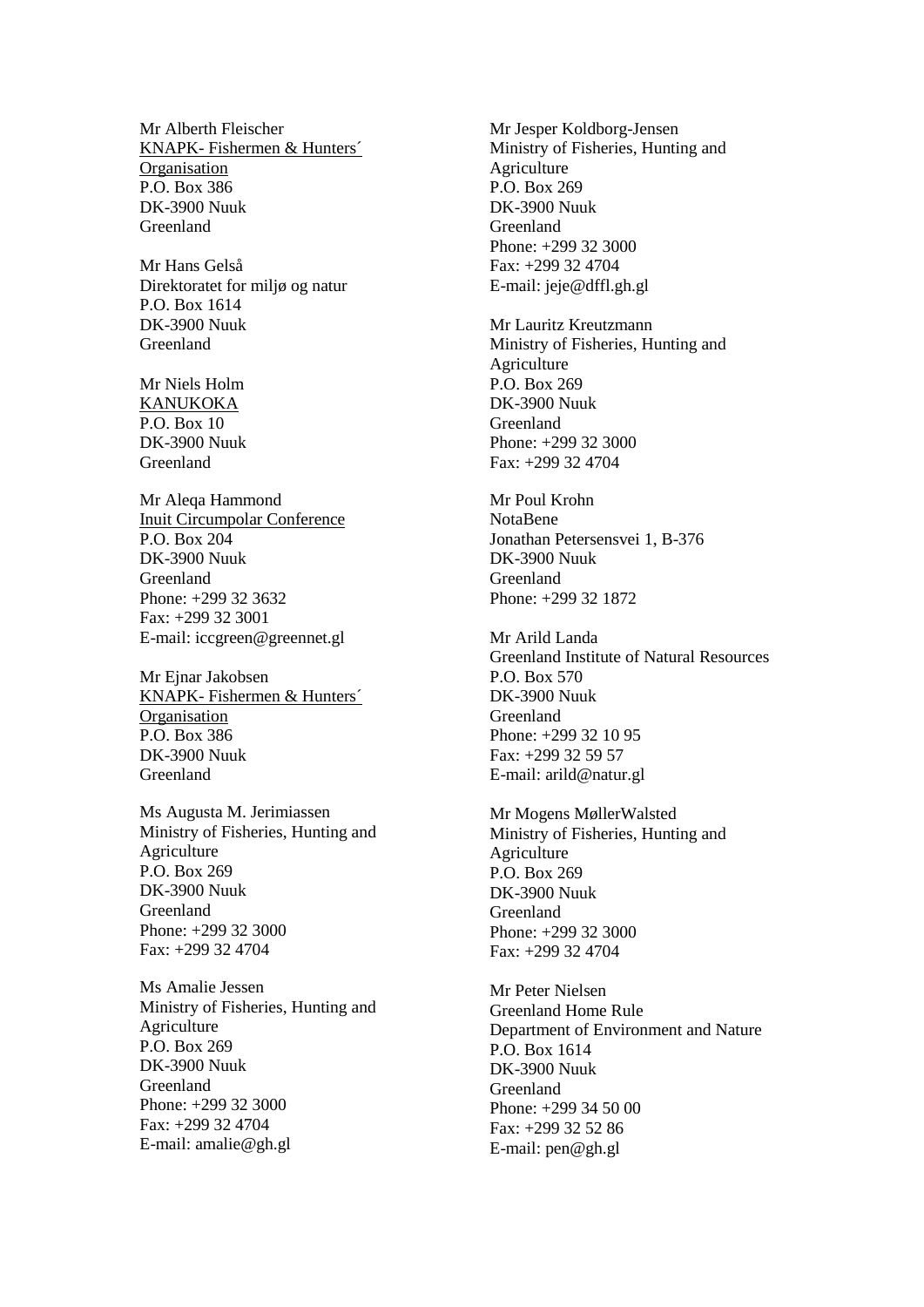Mr Alberth Fleischer
KNAPK- Fishermen & Hunters´ Organisation
P.O. Box 386
DK-3900 Nuuk
Greenland

Mr Hans Gelså
Direktoratet for miljø og natur
P.O. Box 1614
DK-3900 Nuuk
Greenland

Mr Niels Holm
KANUKOKA
P.O. Box 10
DK-3900 Nuuk
Greenland

Mr Aleqa Hammond
Inuit Circumpolar Conference
P.O. Box 204
DK-3900 Nuuk
Greenland
Phone: +299 32 3632
Fax: +299 32 3001
E-mail: iccgreen@greennet.gl

Mr Ejnar Jakobsen
KNAPK- Fishermen & Hunters´ Organisation
P.O. Box 386
DK-3900 Nuuk
Greenland

Ms Augusta M. Jerimiassen
Ministry of Fisheries, Hunting and Agriculture
P.O. Box 269
DK-3900 Nuuk
Greenland
Phone: +299 32 3000
Fax: +299 32 4704

Ms Amalie Jessen
Ministry of Fisheries, Hunting and Agriculture
P.O. Box 269
DK-3900 Nuuk
Greenland
Phone: +299 32 3000
Fax: +299 32 4704
E-mail: amalie@gh.gl

Mr Jesper Koldborg-Jensen
Ministry of Fisheries, Hunting and Agriculture
P.O. Box 269
DK-3900 Nuuk
Greenland
Phone: +299 32 3000
Fax: +299 32 4704
E-mail: jeje@dffl.gh.gl

Mr Lauritz Kreutzmann
Ministry of Fisheries, Hunting and Agriculture
P.O. Box 269
DK-3900 Nuuk
Greenland
Phone: +299 32 3000
Fax: +299 32 4704

Mr Poul Krohn
NotaBene
Jonathan Petersensvei 1, B-376
DK-3900 Nuuk
Greenland
Phone: +299 32 1872

Mr Arild Landa
Greenland Institute of Natural Resources
P.O. Box 570
DK-3900 Nuuk
Greenland
Phone: +299 32 10 95
Fax: +299 32 59 57
E-mail: arild@natur.gl

Mr Mogens MøllerWalsted
Ministry of Fisheries, Hunting and Agriculture
P.O. Box 269
DK-3900 Nuuk
Greenland
Phone: +299 32 3000
Fax: +299 32 4704

Mr Peter Nielsen
Greenland Home Rule
Department of Environment and Nature
P.O. Box 1614
DK-3900 Nuuk
Greenland
Phone: +299 34 50 00
Fax: +299 32 52 86
E-mail: pen@gh.gl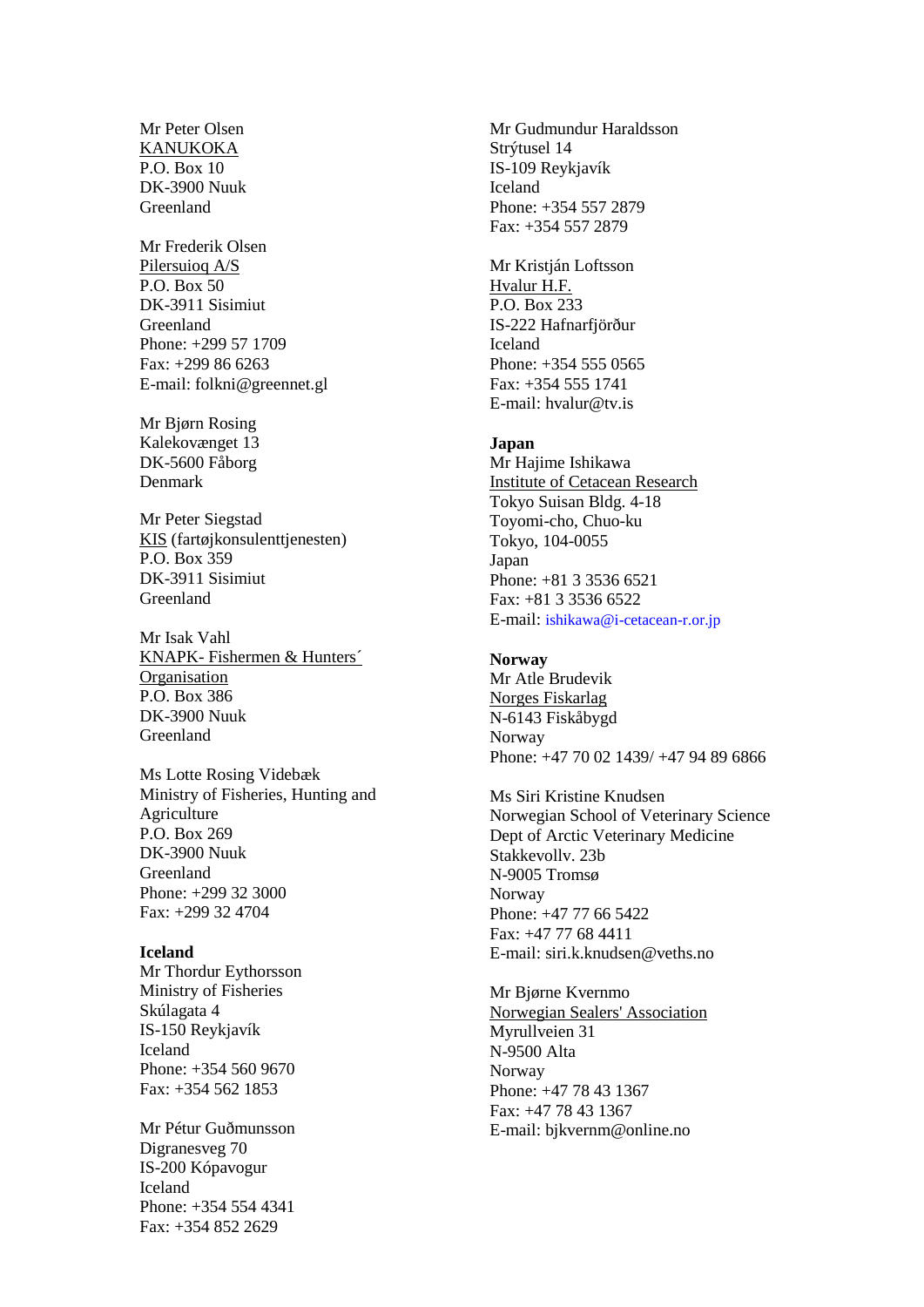Mr Peter Olsen
KANUKOKA
P.O. Box 10
DK-3900 Nuuk
Greenland

Mr Frederik Olsen
Pilersuioq A/S
P.O. Box 50
DK-3911 Sisimiut
Greenland
Phone: +299 57 1709
Fax: +299 86 6263
E-mail: folkni@greennet.gl

Mr Bjørn Rosing
Kalekovænget 13
DK-5600 Fåborg
Denmark

Mr Peter Siegstad
KIS (fartøjkonsulenttjenesten)
P.O. Box 359
DK-3911 Sisimiut
Greenland

Mr Isak Vahl
KNAPK- Fishermen & Hunters´ Organisation
P.O. Box 386
DK-3900 Nuuk
Greenland

Ms Lotte Rosing Videbæk
Ministry of Fisheries, Hunting and Agriculture
P.O. Box 269
DK-3900 Nuuk
Greenland
Phone: +299 32 3000
Fax: +299 32 4704

**Iceland**

Mr Thordur Eythorsson
Ministry of Fisheries
Skúlagata 4
IS-150 Reykjavík
Iceland
Phone: +354 560 9670
Fax: +354 562 1853

Mr Pétur Guðmunsson
Digranesveg 70
IS-200 Kópavogur
Iceland
Phone: +354 554 4341
Fax: +354 852 2629

Mr Gudmundur Haraldsson
Strýtusel 14
IS-109 Reykjavík
Iceland
Phone: +354 557 2879
Fax: +354 557 2879

Mr Kristján Loftsson
Hvalur H.F.
P.O. Box 233
IS-222 Hafnarfjörður
Iceland
Phone: +354 555 0565
Fax: +354 555 1741
E-mail: hvalur@tv.is

**Japan**

Mr Hajime Ishikawa
Institute of Cetacean Research
Tokyo Suisan Bldg. 4-18
Toyomi-cho, Chuo-ku
Tokyo, 104-0055
Japan
Phone: +81 3 3536 6521
Fax: +81 3 3536 6522
E-mail: ishikawa@i-cetacean-r.or.jp

**Norway**

Mr Atle Brudevik
Norges Fiskarlag
N-6143 Fiskåbygd
Norway
Phone: +47 70 02 1439/ +47 94 89 6866

Ms Siri Kristine Knudsen
Norwegian School of Veterinary Science
Dept of Arctic Veterinary Medicine
Stakkevollv. 23b
N-9005 Tromsø
Norway
Phone: +47 77 66 5422
Fax: +47 77 68 4411
E-mail: siri.k.knudsen@veths.no

Mr Bjørne Kvernmo
Norwegian Sealers' Association
Myrullveien 31
N-9500 Alta
Norway
Phone: +47 78 43 1367
Fax: +47 78 43 1367
E-mail: bjkvernm@online.no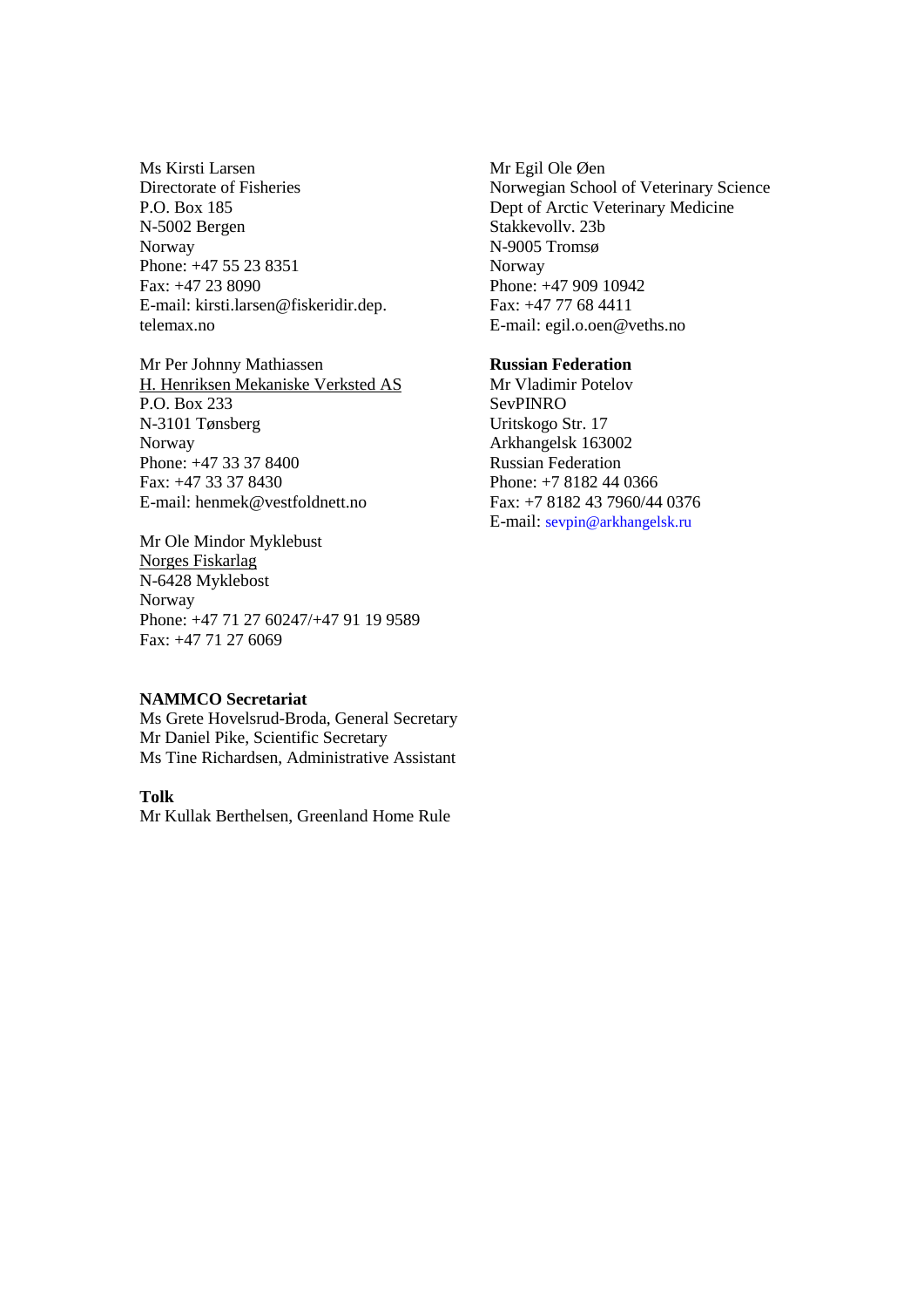Ms Kirsti Larsen
Directorate of Fisheries
P.O. Box 185
N-5002 Bergen
Norway
Phone: +47 55 23 8351
Fax: +47 23 8090
E-mail: kirsti.larsen@fiskeridir.dep.
telemax.no

Mr Per Johnny Mathiassen
H. Henriksen Mekaniske Verksted AS
P.O. Box 233
N-3101 Tønsberg
Norway
Phone: +47 33 37 8400
Fax: +47 33 37 8430
E-mail: henmek@vestfoldnett.no

Mr Ole Mindor Myklebust
Norges Fiskarlag
N-6428 Myklebost
Norway
Phone: +47 71 27 60247/+47 91 19 9589
Fax: +47 71 27 6069

Mr Egil Ole Øen
Norwegian School of Veterinary Science
Dept of Arctic Veterinary Medicine
Stakkevollv. 23b
N-9005 Tromsø
Norway
Phone: +47 909 10942
Fax: +47 77 68 4411
E-mail: egil.o.oen@veths.no

**Russian Federation**

Mr Vladimir Potelov
SevPINRO
Uritskogo Str. 17
Arkhangelsk 163002
Russian Federation
Phone: +7 8182 44 0366
Fax: +7 8182 43 7960/44 0376
E-mail: sevpin@arkhangelsk.ru

**NAMMCO Secretariat**

Ms Grete Hovelsrud-Broda, General Secretary
Mr Daniel Pike, Scientific Secretary
Ms Tine Richardsen, Administrative Assistant

**Tolk**

Mr Kullak Berthelsen, Greenland Home Rule